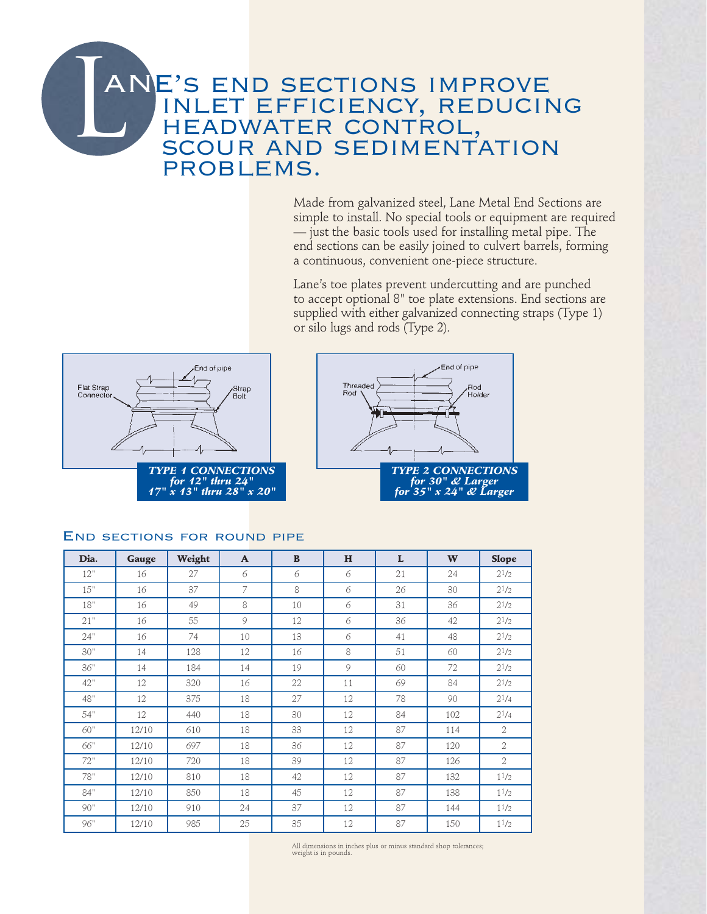# LANE'S END SECTIONS IMPROVE INLET EFFICIENCY, REDUCING HEADWATER CONTROL, SCOUR AND SEDIMENTATION PROBLEMS.

Made from galvanized steel, Lane Metal End Sections are simple to install. No special tools or equipment are required — just the basic tools used for installing metal pipe. The end sections can be easily joined to culvert barrels, forming a continuous, convenient one-piece structure.

Lane's toe plates prevent undercutting and are punched to accept optional 8" toe plate extensions. End sections are supplied with either galvanized connecting straps (Type 1) or silo lugs and rods (Type 2).

End of pipe
Flat Strap Connector
Strap Bolt

***TYPE 1 CONNECTIONS for 12" thru 24" 17" x 13" thru 28" x 20"***

End of pipe
Threaded Rod
Rod Holder

***TYPE 2 CONNECTIONS for 30" & Larger for 35" x 24" & Larger***

## End sections for round pipe

| Dia. | Gauge | Weight | A | B | H | L | W | Slope |
|---|---|---|---|---|---|---|---|---|
| 12" | 16 | 27 | 6 | 6 | 6 | 21 | 24 | 2 1/2 |
| 15" | 16 | 37 | 7 | 8 | 6 | 26 | 30 | 2 1/2 |
| 18" | 16 | 49 | 8 | 10 | 6 | 31 | 36 | 2 1/2 |
| 21" | 16 | 55 | 9 | 12 | 6 | 36 | 42 | 2 1/2 |
| 24" | 16 | 74 | 10 | 13 | 6 | 41 | 48 | 2 1/2 |
| 30" | 14 | 128 | 12 | 16 | 8 | 51 | 60 | 2 1/2 |
| 36" | 14 | 184 | 14 | 19 | 9 | 60 | 72 | 2 1/2 |
| 42" | 12 | 320 | 16 | 22 | 11 | 69 | 84 | 2 1/2 |
| 48" | 12 | 375 | 18 | 27 | 12 | 78 | 90 | 2 1/4 |
| 54" | 12 | 440 | 18 | 30 | 12 | 84 | 102 | 2 1/4 |
| 60" | 12/10 | 610 | 18 | 33 | 12 | 87 | 114 | 2 |
| 66" | 12/10 | 697 | 18 | 36 | 12 | 87 | 120 | 2 |
| 72" | 12/10 | 720 | 18 | 39 | 12 | 87 | 126 | 2 |
| 78" | 12/10 | 810 | 18 | 42 | 12 | 87 | 132 | 1 1/2 |
| 84" | 12/10 | 850 | 18 | 45 | 12 | 87 | 138 | 1 1/2 |
| 90" | 12/10 | 910 | 24 | 37 | 12 | 87 | 144 | 1 1/2 |
| 96" | 12/10 | 985 | 25 | 35 | 12 | 87 | 150 | 1 1/2 |

All dimensions in inches plus or minus standard shop tolerances; weight is in pounds.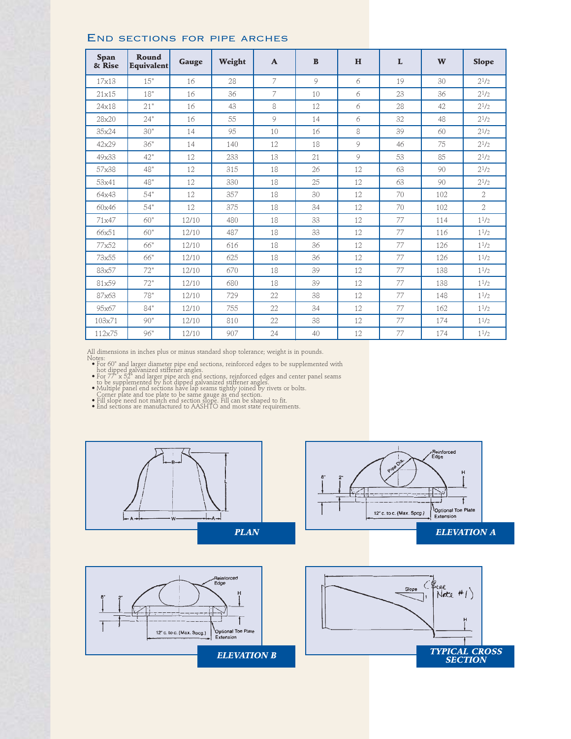## End sections for pipe arches

| Span & Rise | Round Equivalent | Gauge | Weight | A | B | H | L | W | Slope |
|---|---|---|---|---|---|---|---|---|---|
| 17x13 | 15" | 16 | 28 | 7 | 9 | 6 | 19 | 30 | 2 1/2 |
| 21x15 | 18" | 16 | 36 | 7 | 10 | 6 | 23 | 36 | 2 1/2 |
| 24x18 | 21" | 16 | 43 | 8 | 12 | 6 | 28 | 42 | 2 1/2 |
| 28x20 | 24" | 16 | 55 | 9 | 14 | 6 | 32 | 48 | 2 1/2 |
| 35x24 | 30" | 14 | 95 | 10 | 16 | 8 | 39 | 60 | 2 1/2 |
| 42x29 | 36" | 14 | 140 | 12 | 18 | 9 | 46 | 75 | 2 1/2 |
| 49x33 | 42" | 12 | 233 | 13 | 21 | 9 | 53 | 85 | 2 1/2 |
| 57x38 | 48" | 12 | 315 | 18 | 26 | 12 | 63 | 90 | 2 1/2 |
| 53x41 | 48" | 12 | 330 | 18 | 25 | 12 | 63 | 90 | 2 1/2 |
| 64x43 | 54" | 12 | 357 | 18 | 30 | 12 | 70 | 102 | 2 |
| 60x46 | 54" | 12 | 375 | 18 | 34 | 12 | 70 | 102 | 2 |
| 71x47 | 60" | 12/10 | 480 | 18 | 33 | 12 | 77 | 114 | 1 1/2 |
| 66x51 | 60" | 12/10 | 487 | 18 | 33 | 12 | 77 | 116 | 1 1/2 |
| 77x52 | 66" | 12/10 | 616 | 18 | 36 | 12 | 77 | 126 | 1 1/2 |
| 73x55 | 66" | 12/10 | 625 | 18 | 36 | 12 | 77 | 126 | 1 1/2 |
| 83x57 | 72" | 12/10 | 670 | 18 | 39 | 12 | 77 | 138 | 1 1/2 |
| 81x59 | 72" | 12/10 | 680 | 18 | 39 | 12 | 77 | 138 | 1 1/2 |
| 87x63 | 78" | 12/10 | 729 | 22 | 38 | 12 | 77 | 148 | 1 1/2 |
| 95x67 | 84" | 12/10 | 755 | 22 | 34 | 12 | 77 | 162 | 1 1/2 |
| 103x71 | 90" | 12/10 | 810 | 22 | 38 | 12 | 77 | 174 | 1 1/2 |
| 112x75 | 96" | 12/10 | 907 | 24 | 40 | 12 | 77 | 174 | 1 1/2 |

All dimensions in inches plus or minus standard shop tolerance; weight is in pounds.

Notes:

- For 60" and larger diameter pipe end sections, reinforced edges to be supplemented with hot dipped galvanized stiffener angles.
- For 77" x 52" and larger pipe arch end sections, reinforced edges and center panel seams to be supplemented by hot dipped galvanized stiffener angles.
- Multiple panel end sections have lap seams tightly joined by rivets or bolts. Corner plate and toe plate to be same gauge as end section.
- Fill slope need not match end section slope. Fill can be shaped to fit.
- End sections are manufactured to AASHTO and most state requirements.

B
L
A
W
A

**PLAN**

Reinforced Edge
Pipe Dia.
6"
2"
H
12" c. to c. (Max. Spcg.)
Optional Toe Plate Extension

**ELEVATION A**

Reinforced Edge
8"
2"
H
12" c. to c. (Max. Spcg.)
Optional Toe Plate Extension

**ELEVATION B**

Slope
1
(See Note #1)
H

**TYPICAL CROSS SECTION**